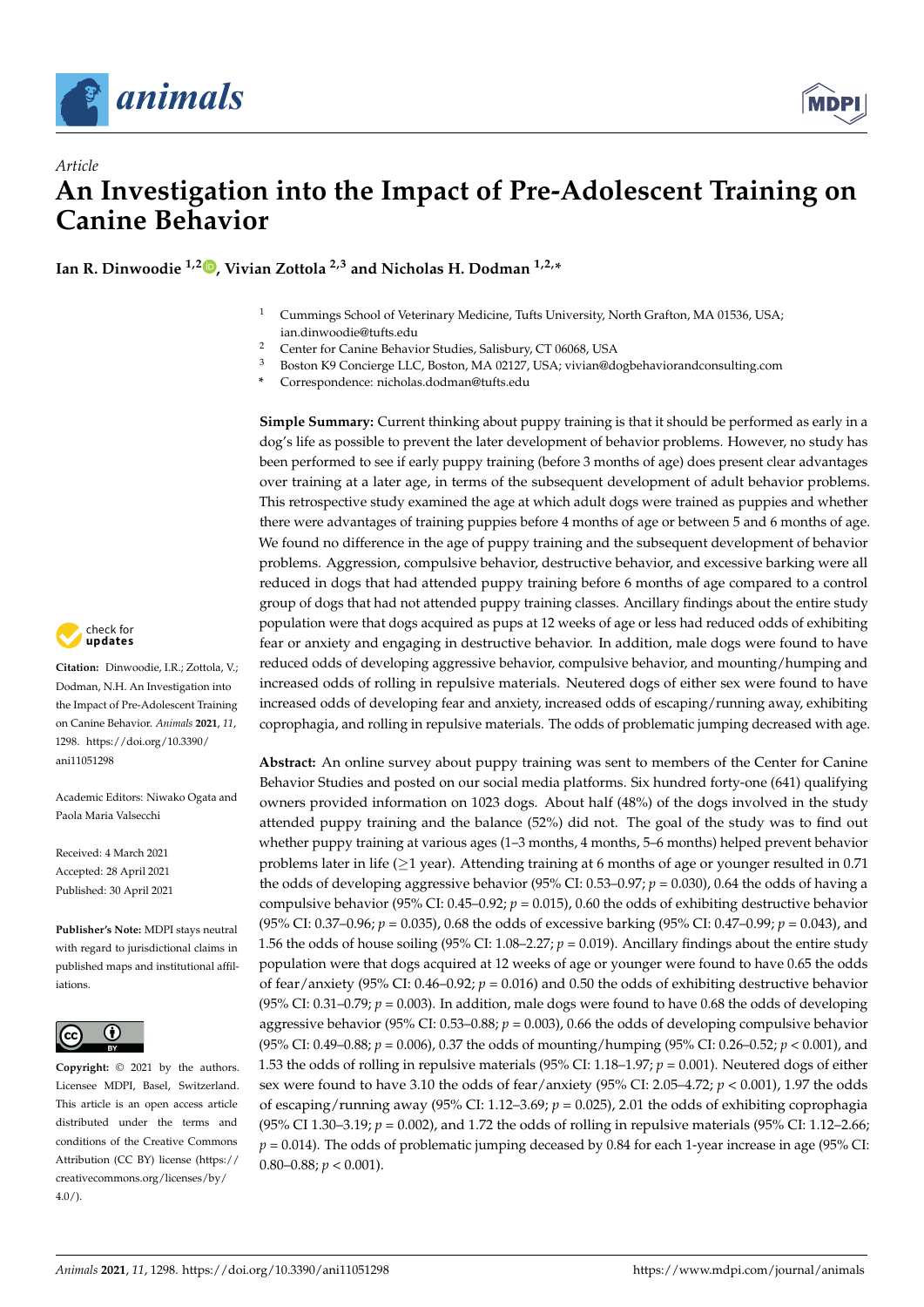*Article*

# An Investigation into the Impact of Pre-Adolescent Training on Canine Behavior

**Ian R. Dinwoodie [1,2], Vivian Zottola [2,3] and Nicholas H. Dodman [1,2,*]**

[1] Cummings School of Veterinary Medicine, Tufts University, North Grafton, MA 01536, USA; ian.dinwoodie@tufts.edu
[2] Center for Canine Behavior Studies, Salisbury, CT 06068, USA
[3] Boston K9 Concierge LLC, Boston, MA 02127, USA; vivian@dogbehaviorandconsulting.com
* Correspondence: nicholas.dodman@tufts.edu

**Citation:** Dinwoodie, I.R.; Zottola, V.; Dodman, N.H. An Investigation into the Impact of Pre-Adolescent Training on Canine Behavior. *Animals* **2021**, *11*, 1298. https://doi.org/10.3390/ani11051298

Academic Editors: Niwako Ogata and Paola Maria Valsecchi

Received: 4 March 2021
Accepted: 28 April 2021
Published: 30 April 2021

**Publisher's Note:** MDPI stays neutral with regard to jurisdictional claims in published maps and institutional affiliations.

**Copyright:** © 2021 by the authors. Licensee MDPI, Basel, Switzerland. This article is an open access article distributed under the terms and conditions of the Creative Commons Attribution (CC BY) license (https://creativecommons.org/licenses/by/4.0/).

**Simple Summary:** Current thinking about puppy training is that it should be performed as early in a dog's life as possible to prevent the later development of behavior problems. However, no study has been performed to see if early puppy training (before 3 months of age) does present clear advantages over training at a later age, in terms of the subsequent development of adult behavior problems. This retrospective study examined the age at which adult dogs were trained as puppies and whether there were advantages of training puppies before 4 months of age or between 5 and 6 months of age. We found no difference in the age of puppy training and the subsequent development of behavior problems. Aggression, compulsive behavior, destructive behavior, and excessive barking were all reduced in dogs that had attended puppy training before 6 months of age compared to a control group of dogs that had not attended puppy training classes. Ancillary findings about the entire study population were that dogs acquired as pups at 12 weeks of age or less had reduced odds of exhibiting fear or anxiety and engaging in destructive behavior. In addition, male dogs were found to have reduced odds of developing aggressive behavior, compulsive behavior, and mounting/humping and increased odds of rolling in repulsive materials. Neutered dogs of either sex were found to have increased odds of developing fear and anxiety, increased odds of escaping/running away, exhibiting coprophagia, and rolling in repulsive materials. The odds of problematic jumping decreased with age.

**Abstract:** An online survey about puppy training was sent to members of the Center for Canine Behavior Studies and posted on our social media platforms. Six hundred forty-one (641) qualifying owners provided information on 1023 dogs. About half (48%) of the dogs involved in the study attended puppy training and the balance (52%) did not. The goal of the study was to find out whether puppy training at various ages (1–3 months, 4 months, 5–6 months) helped prevent behavior problems later in life (≥1 year). Attending training at 6 months of age or younger resulted in 0.71 the odds of developing aggressive behavior (95% CI: 0.53–0.97; $p = 0.030$), 0.64 the odds of having a compulsive behavior (95% CI: 0.45–0.92; $p = 0.015$), 0.60 the odds of exhibiting destructive behavior (95% CI: 0.37–0.96; $p = 0.035$), 0.68 the odds of excessive barking (95% CI: 0.47–0.99; $p = 0.043$), and 1.56 the odds of house soiling (95% CI: 1.08–2.27; $p = 0.019$). Ancillary findings about the entire study population were that dogs acquired at 12 weeks of age or younger were found to have 0.65 the odds of fear/anxiety (95% CI: 0.46–0.92; $p = 0.016$) and 0.50 the odds of exhibiting destructive behavior (95% CI: 0.31–0.79; $p = 0.003$). In addition, male dogs were found to have 0.68 the odds of developing aggressive behavior (95% CI: 0.53–0.88; $p = 0.003$), 0.66 the odds of developing compulsive behavior (95% CI: 0.49–0.88; $p = 0.006$), 0.37 the odds of mounting/humping (95% CI: 0.26–0.52; $p < 0.001$), and 1.53 the odds of rolling in repulsive materials (95% CI: 1.18–1.97; $p = 0.001$). Neutered dogs of either sex were found to have 3.10 the odds of fear/anxiety (95% CI: 2.05–4.72; $p < 0.001$), 1.97 the odds of escaping/running away (95% CI: 1.12–3.69; $p = 0.025$), 2.01 the odds of exhibiting coprophagia (95% CI 1.30–3.19; $p = 0.002$), and 1.72 the odds of rolling in repulsive materials (95% CI: 1.12–2.66; $p = 0.014$). The odds of problematic jumping deceased by 0.84 for each 1-year increase in age (95% CI: 0.80–0.88; $p < 0.001$).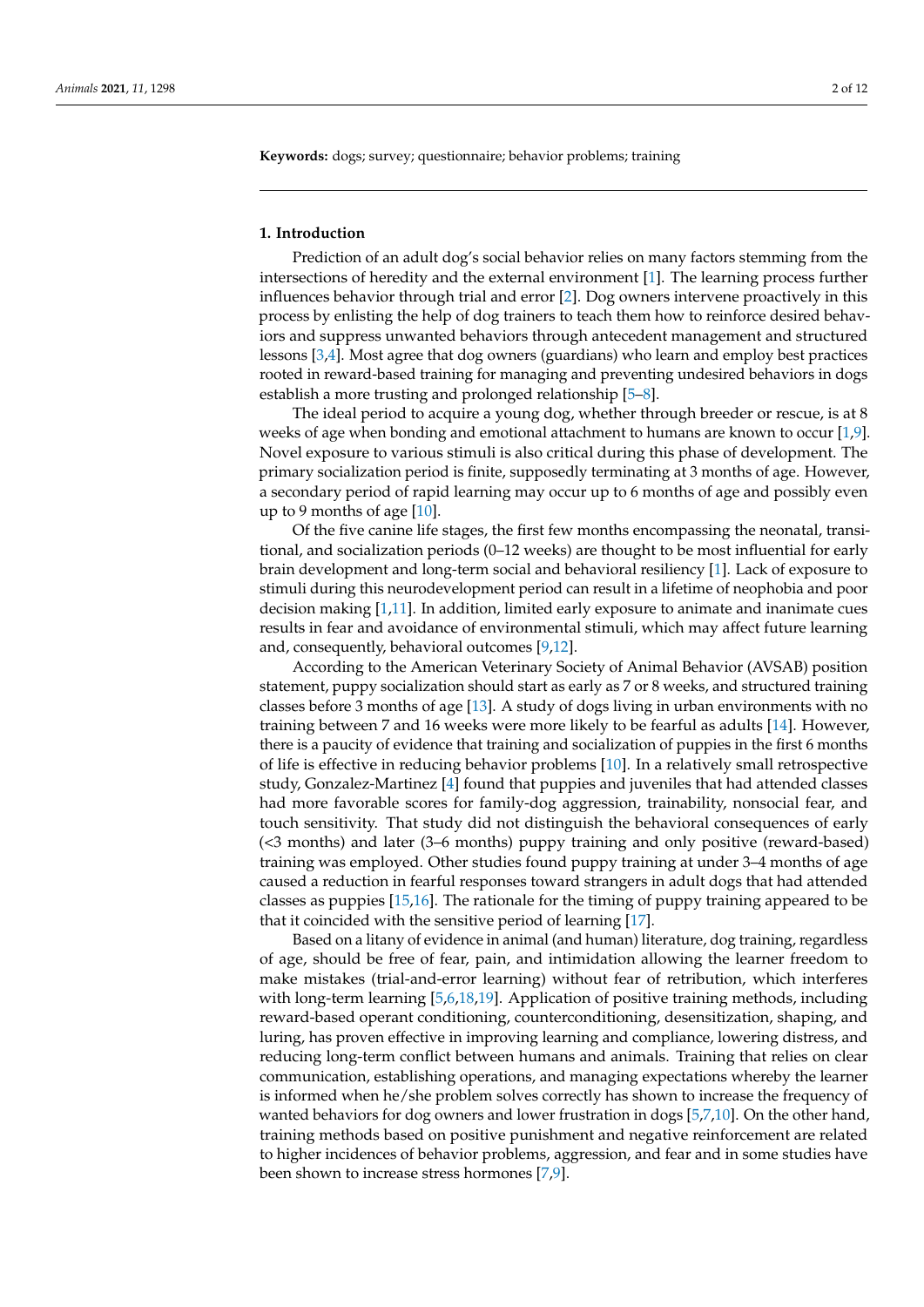**Keywords:** dogs; survey; questionnaire; behavior problems; training

## 1. Introduction

Prediction of an adult dog's social behavior relies on many factors stemming from the intersections of heredity and the external environment [1]. The learning process further influences behavior through trial and error [2]. Dog owners intervene proactively in this process by enlisting the help of dog trainers to teach them how to reinforce desired behaviors and suppress unwanted behaviors through antecedent management and structured lessons [3,4]. Most agree that dog owners (guardians) who learn and employ best practices rooted in reward-based training for managing and preventing undesired behaviors in dogs establish a more trusting and prolonged relationship [5–8].

The ideal period to acquire a young dog, whether through breeder or rescue, is at 8 weeks of age when bonding and emotional attachment to humans are known to occur [1,9]. Novel exposure to various stimuli is also critical during this phase of development. The primary socialization period is finite, supposedly terminating at 3 months of age. However, a secondary period of rapid learning may occur up to 6 months of age and possibly even up to 9 months of age [10].

Of the five canine life stages, the first few months encompassing the neonatal, transitional, and socialization periods (0–12 weeks) are thought to be most influential for early brain development and long-term social and behavioral resiliency [1]. Lack of exposure to stimuli during this neurodevelopment period can result in a lifetime of neophobia and poor decision making [1,11]. In addition, limited early exposure to animate and inanimate cues results in fear and avoidance of environmental stimuli, which may affect future learning and, consequently, behavioral outcomes [9,12].

According to the American Veterinary Society of Animal Behavior (AVSAB) position statement, puppy socialization should start as early as 7 or 8 weeks, and structured training classes before 3 months of age [13]. A study of dogs living in urban environments with no training between 7 and 16 weeks were more likely to be fearful as adults [14]. However, there is a paucity of evidence that training and socialization of puppies in the first 6 months of life is effective in reducing behavior problems [10]. In a relatively small retrospective study, Gonzalez-Martinez [4] found that puppies and juveniles that had attended classes had more favorable scores for family-dog aggression, trainability, nonsocial fear, and touch sensitivity. That study did not distinguish the behavioral consequences of early (<3 months) and later (3–6 months) puppy training and only positive (reward-based) training was employed. Other studies found puppy training at under 3–4 months of age caused a reduction in fearful responses toward strangers in adult dogs that had attended classes as puppies [15,16]. The rationale for the timing of puppy training appeared to be that it coincided with the sensitive period of learning [17].

Based on a litany of evidence in animal (and human) literature, dog training, regardless of age, should be free of fear, pain, and intimidation allowing the learner freedom to make mistakes (trial-and-error learning) without fear of retribution, which interferes with long-term learning [5,6,18,19]. Application of positive training methods, including reward-based operant conditioning, counterconditioning, desensitization, shaping, and luring, has proven effective in improving learning and compliance, lowering distress, and reducing long-term conflict between humans and animals. Training that relies on clear communication, establishing operations, and managing expectations whereby the learner is informed when he/she problem solves correctly has shown to increase the frequency of wanted behaviors for dog owners and lower frustration in dogs [5,7,10]. On the other hand, training methods based on positive punishment and negative reinforcement are related to higher incidences of behavior problems, aggression, and fear and in some studies have been shown to increase stress hormones [7,9].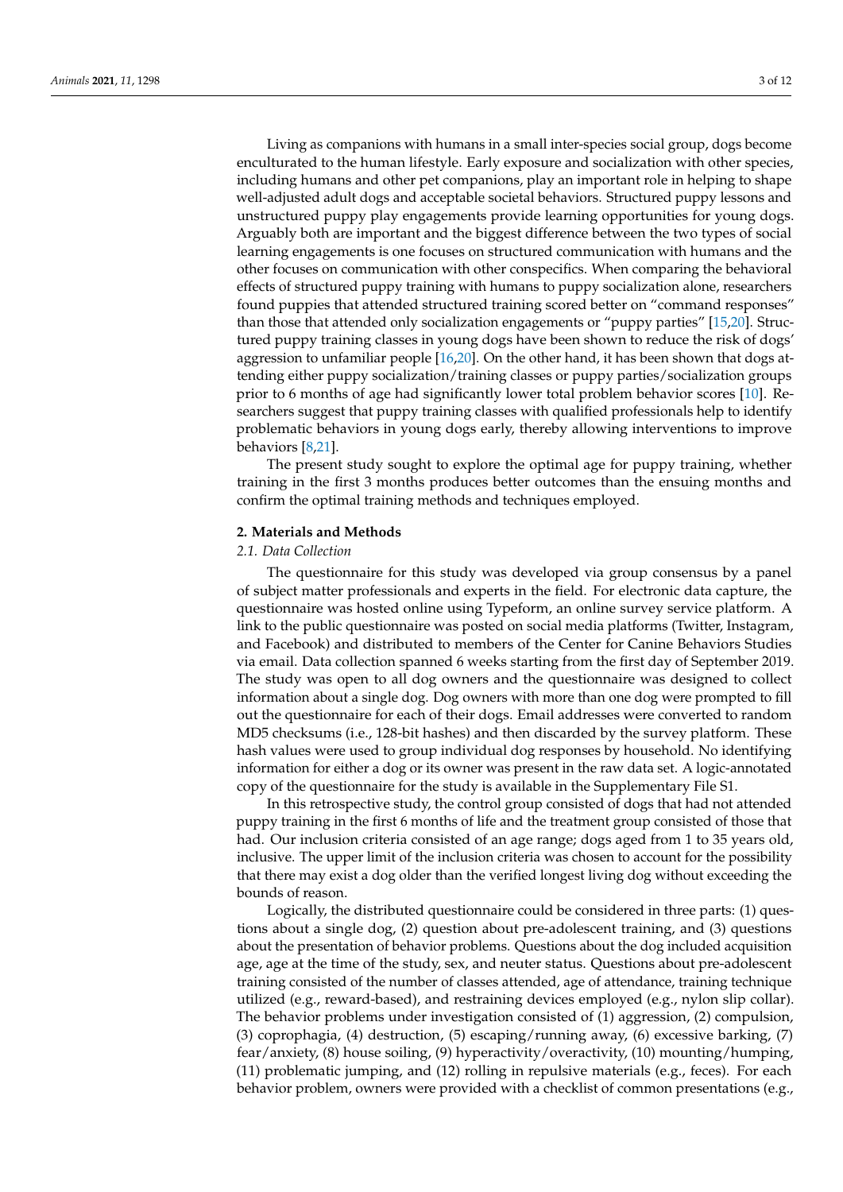Living as companions with humans in a small inter-species social group, dogs become enculturated to the human lifestyle. Early exposure and socialization with other species, including humans and other pet companions, play an important role in helping to shape well-adjusted adult dogs and acceptable societal behaviors. Structured puppy lessons and unstructured puppy play engagements provide learning opportunities for young dogs. Arguably both are important and the biggest difference between the two types of social learning engagements is one focuses on structured communication with humans and the other focuses on communication with other conspecifics. When comparing the behavioral effects of structured puppy training with humans to puppy socialization alone, researchers found puppies that attended structured training scored better on "command responses" than those that attended only socialization engagements or "puppy parties" [15,20]. Structured puppy training classes in young dogs have been shown to reduce the risk of dogs' aggression to unfamiliar people [16,20]. On the other hand, it has been shown that dogs attending either puppy socialization/training classes or puppy parties/socialization groups prior to 6 months of age had significantly lower total problem behavior scores [10]. Researchers suggest that puppy training classes with qualified professionals help to identify problematic behaviors in young dogs early, thereby allowing interventions to improve behaviors [8,21].

The present study sought to explore the optimal age for puppy training, whether training in the first 3 months produces better outcomes than the ensuing months and confirm the optimal training methods and techniques employed.

## 2. Materials and Methods

### *2.1. Data Collection*

The questionnaire for this study was developed via group consensus by a panel of subject matter professionals and experts in the field. For electronic data capture, the questionnaire was hosted online using Typeform, an online survey service platform. A link to the public questionnaire was posted on social media platforms (Twitter, Instagram, and Facebook) and distributed to members of the Center for Canine Behaviors Studies via email. Data collection spanned 6 weeks starting from the first day of September 2019. The study was open to all dog owners and the questionnaire was designed to collect information about a single dog. Dog owners with more than one dog were prompted to fill out the questionnaire for each of their dogs. Email addresses were converted to random MD5 checksums (i.e., 128-bit hashes) and then discarded by the survey platform. These hash values were used to group individual dog responses by household. No identifying information for either a dog or its owner was present in the raw data set. A logic-annotated copy of the questionnaire for the study is available in the Supplementary File S1.

In this retrospective study, the control group consisted of dogs that had not attended puppy training in the first 6 months of life and the treatment group consisted of those that had. Our inclusion criteria consisted of an age range; dogs aged from 1 to 35 years old, inclusive. The upper limit of the inclusion criteria was chosen to account for the possibility that there may exist a dog older than the verified longest living dog without exceeding the bounds of reason.

Logically, the distributed questionnaire could be considered in three parts: (1) questions about a single dog, (2) question about pre-adolescent training, and (3) questions about the presentation of behavior problems. Questions about the dog included acquisition age, age at the time of the study, sex, and neuter status. Questions about pre-adolescent training consisted of the number of classes attended, age of attendance, training technique utilized (e.g., reward-based), and restraining devices employed (e.g., nylon slip collar). The behavior problems under investigation consisted of (1) aggression, (2) compulsion, (3) coprophagia, (4) destruction, (5) escaping/running away, (6) excessive barking, (7) fear/anxiety, (8) house soiling, (9) hyperactivity/overactivity, (10) mounting/humping, (11) problematic jumping, and (12) rolling in repulsive materials (e.g., feces). For each behavior problem, owners were provided with a checklist of common presentations (e.g.,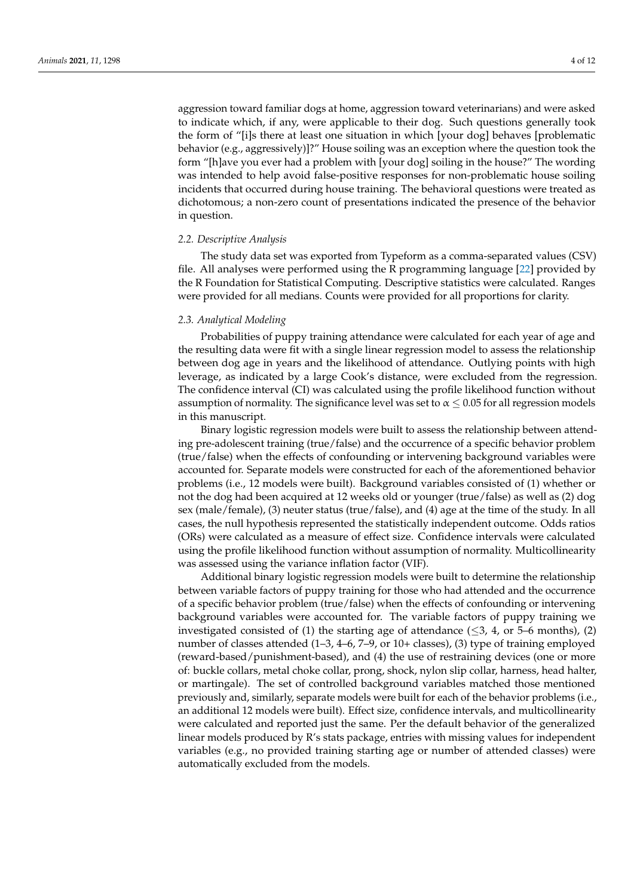aggression toward familiar dogs at home, aggression toward veterinarians) and were asked to indicate which, if any, were applicable to their dog. Such questions generally took the form of "[i]s there at least one situation in which [your dog] behaves [problematic behavior (e.g., aggressively)]?" House soiling was an exception where the question took the form "[h]ave you ever had a problem with [your dog] soiling in the house?" The wording was intended to help avoid false-positive responses for non-problematic house soiling incidents that occurred during house training. The behavioral questions were treated as dichotomous; a non-zero count of presentations indicated the presence of the behavior in question.

### *2.2. Descriptive Analysis*

The study data set was exported from Typeform as a comma-separated values (CSV) file. All analyses were performed using the R programming language [22] provided by the R Foundation for Statistical Computing. Descriptive statistics were calculated. Ranges were provided for all medians. Counts were provided for all proportions for clarity.

### *2.3. Analytical Modeling*

Probabilities of puppy training attendance were calculated for each year of age and the resulting data were fit with a single linear regression model to assess the relationship between dog age in years and the likelihood of attendance. Outlying points with high leverage, as indicated by a large Cook's distance, were excluded from the regression. The confidence interval (CI) was calculated using the profile likelihood function without assumption of normality. The significance level was set to $\alpha \leq 0.05$ for all regression models in this manuscript.

Binary logistic regression models were built to assess the relationship between attending pre-adolescent training (true/false) and the occurrence of a specific behavior problem (true/false) when the effects of confounding or intervening background variables were accounted for. Separate models were constructed for each of the aforementioned behavior problems (i.e., 12 models were built). Background variables consisted of (1) whether or not the dog had been acquired at 12 weeks old or younger (true/false) as well as (2) dog sex (male/female), (3) neuter status (true/false), and (4) age at the time of the study. In all cases, the null hypothesis represented the statistically independent outcome. Odds ratios (ORs) were calculated as a measure of effect size. Confidence intervals were calculated using the profile likelihood function without assumption of normality. Multicollinearity was assessed using the variance inflation factor (VIF).

Additional binary logistic regression models were built to determine the relationship between variable factors of puppy training for those who had attended and the occurrence of a specific behavior problem (true/false) when the effects of confounding or intervening background variables were accounted for. The variable factors of puppy training we investigated consisted of (1) the starting age of attendance ($\leq$3, 4, or 5–6 months), (2) number of classes attended (1–3, 4–6, 7–9, or 10+ classes), (3) type of training employed (reward-based/punishment-based), and (4) the use of restraining devices (one or more of: buckle collars, metal choke collar, prong, shock, nylon slip collar, harness, head halter, or martingale). The set of controlled background variables matched those mentioned previously and, similarly, separate models were built for each of the behavior problems (i.e., an additional 12 models were built). Effect size, confidence intervals, and multicollinearity were calculated and reported just the same. Per the default behavior of the generalized linear models produced by R's stats package, entries with missing values for independent variables (e.g., no provided training starting age or number of attended classes) were automatically excluded from the models.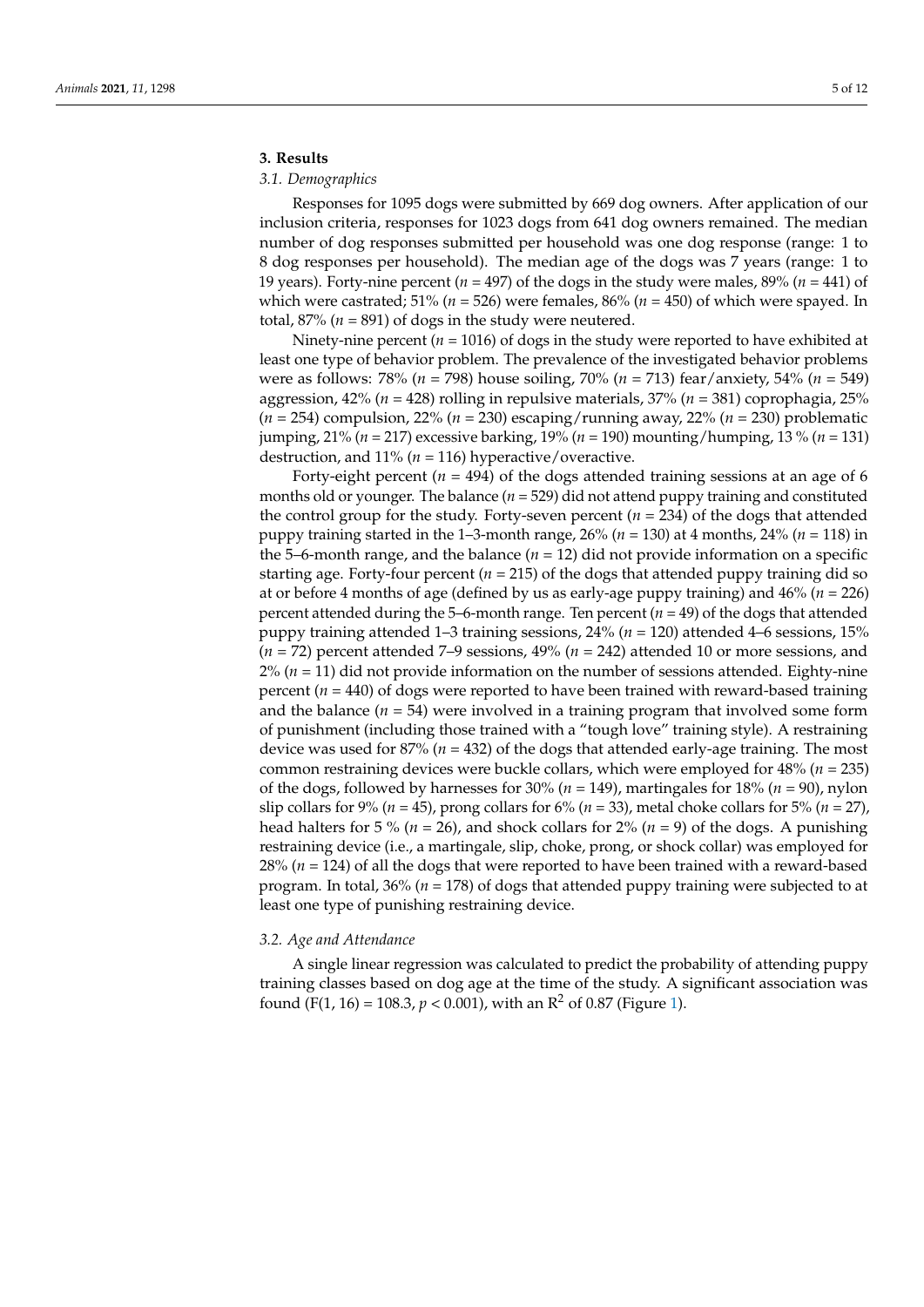## 3. Results

### 3.1. Demographics

Responses for 1095 dogs were submitted by 669 dog owners. After application of our inclusion criteria, responses for 1023 dogs from 641 dog owners remained. The median number of dog responses submitted per household was one dog response (range: 1 to 8 dog responses per household). The median age of the dogs was 7 years (range: 1 to 19 years). Forty-nine percent ($n$ = 497) of the dogs in the study were males, 89% ($n$ = 441) of which were castrated; 51% ($n$ = 526) were females, 86% ($n$ = 450) of which were spayed. In total, 87% ($n$ = 891) of dogs in the study were neutered.

Ninety-nine percent ($n$ = 1016) of dogs in the study were reported to have exhibited at least one type of behavior problem. The prevalence of the investigated behavior problems were as follows: 78% ($n$ = 798) house soiling, 70% ($n$ = 713) fear/anxiety, 54% ($n$ = 549) aggression, 42% ($n$ = 428) rolling in repulsive materials, 37% ($n$ = 381) coprophagia, 25% ($n$ = 254) compulsion, 22% ($n$ = 230) escaping/running away, 22% ($n$ = 230) problematic jumping, 21% ($n$ = 217) excessive barking, 19% ($n$ = 190) mounting/humping, 13 % ($n$ = 131) destruction, and 11% ($n$ = 116) hyperactive/overactive.

Forty-eight percent ($n$ = 494) of the dogs attended training sessions at an age of 6 months old or younger. The balance ($n$ = 529) did not attend puppy training and constituted the control group for the study. Forty-seven percent ($n$ = 234) of the dogs that attended puppy training started in the 1–3-month range, 26% ($n$ = 130) at 4 months, 24% ($n$ = 118) in the 5–6-month range, and the balance ($n$ = 12) did not provide information on a specific starting age. Forty-four percent ($n$ = 215) of the dogs that attended puppy training did so at or before 4 months of age (defined by us as early-age puppy training) and 46% ($n$ = 226) percent attended during the 5–6-month range. Ten percent ($n$ = 49) of the dogs that attended puppy training attended 1–3 training sessions, 24% ($n$ = 120) attended 4–6 sessions, 15% ($n$ = 72) percent attended 7–9 sessions, 49% ($n$ = 242) attended 10 or more sessions, and 2% ($n$ = 11) did not provide information on the number of sessions attended. Eighty-nine percent ($n$ = 440) of dogs were reported to have been trained with reward-based training and the balance ($n$ = 54) were involved in a training program that involved some form of punishment (including those trained with a "tough love" training style). A restraining device was used for 87% ($n$ = 432) of the dogs that attended early-age training. The most common restraining devices were buckle collars, which were employed for 48% ($n$ = 235) of the dogs, followed by harnesses for 30% ($n$ = 149), martingales for 18% ($n$ = 90), nylon slip collars for 9% ($n$ = 45), prong collars for 6% ($n$ = 33), metal choke collars for 5% ($n$ = 27), head halters for 5 % ($n$ = 26), and shock collars for 2% ($n$ = 9) of the dogs. A punishing restraining device (i.e., a martingale, slip, choke, prong, or shock collar) was employed for 28% ($n$ = 124) of all the dogs that were reported to have been trained with a reward-based program. In total, 36% ($n$ = 178) of dogs that attended puppy training were subjected to at least one type of punishing restraining device.

### 3.2. Age and Attendance

A single linear regression was calculated to predict the probability of attending puppy training classes based on dog age at the time of the study. A significant association was found ($F(1, 16) = 108.3$, $p < 0.001$), with an $R^2$ of 0.87 (Figure 1).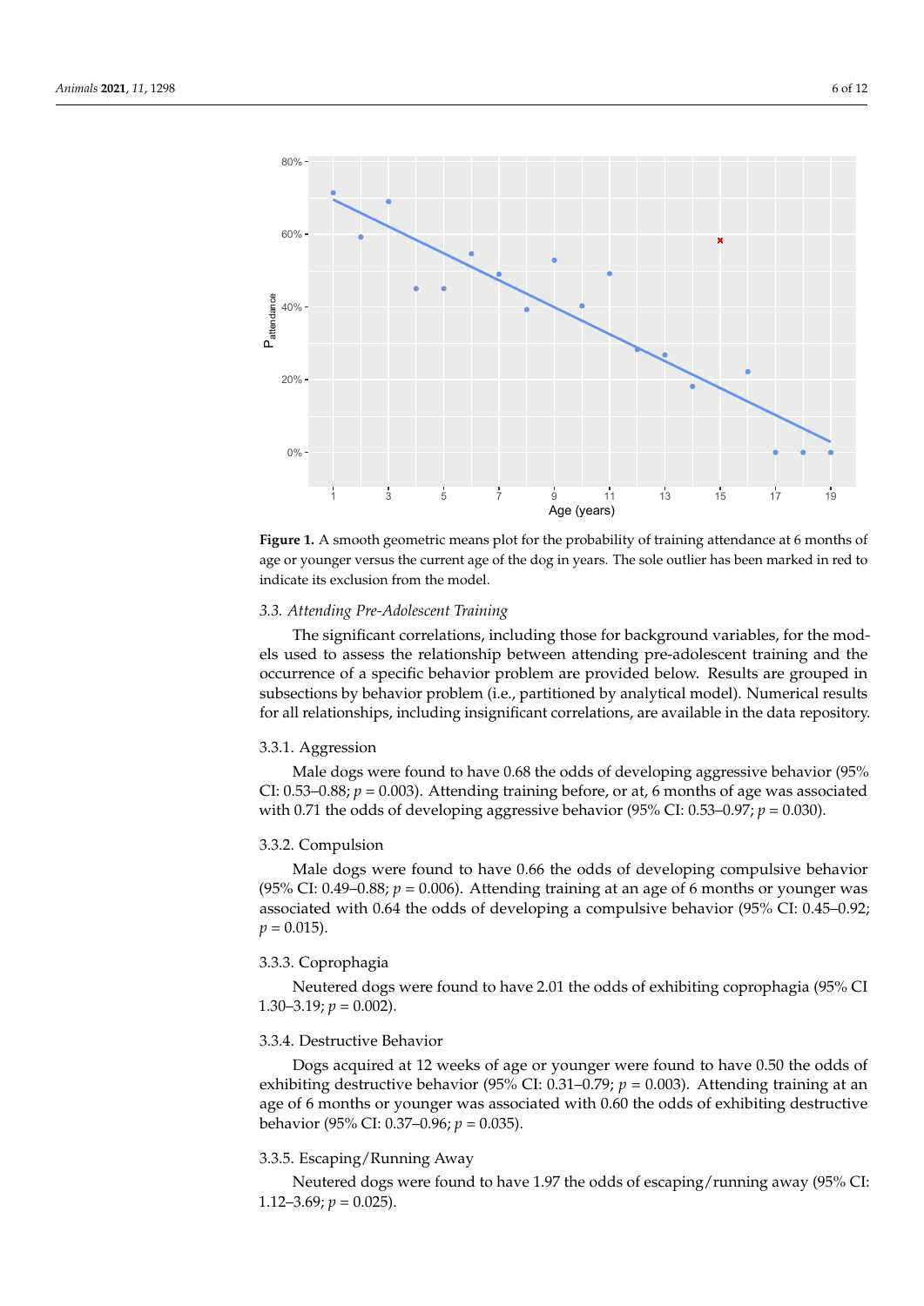**Figure 1.** A smooth geometric means plot for the probability of training attendance at 6 months of age or younger versus the current age of the dog in years. The sole outlier has been marked in red to indicate its exclusion from the model.

### 3.3. Attending Pre-Adolescent Training

The significant correlations, including those for background variables, for the models used to assess the relationship between attending pre-adolescent training and the occurrence of a specific behavior problem are provided below. Results are grouped in subsections by behavior problem (i.e., partitioned by analytical model). Numerical results for all relationships, including insignificant correlations, are available in the data repository.

#### 3.3.1. Aggression

Male dogs were found to have 0.68 the odds of developing aggressive behavior (95% CI: 0.53–0.88; $p = 0.003$). Attending training before, or at, 6 months of age was associated with 0.71 the odds of developing aggressive behavior (95% CI: 0.53–0.97; $p = 0.030$).

#### 3.3.2. Compulsion

Male dogs were found to have 0.66 the odds of developing compulsive behavior (95% CI: 0.49–0.88; $p = 0.006$). Attending training at an age of 6 months or younger was associated with 0.64 the odds of developing a compulsive behavior (95% CI: 0.45–0.92; $p = 0.015$).

#### 3.3.3. Coprophagia

Neutered dogs were found to have 2.01 the odds of exhibiting coprophagia (95% CI 1.30–3.19; $p = 0.002$).

#### 3.3.4. Destructive Behavior

Dogs acquired at 12 weeks of age or younger were found to have 0.50 the odds of exhibiting destructive behavior (95% CI: 0.31–0.79; $p = 0.003$). Attending training at an age of 6 months or younger was associated with 0.60 the odds of exhibiting destructive behavior (95% CI: 0.37–0.96; $p = 0.035$).

#### 3.3.5. Escaping/Running Away

Neutered dogs were found to have 1.97 the odds of escaping/running away (95% CI: 1.12–3.69; $p = 0.025$).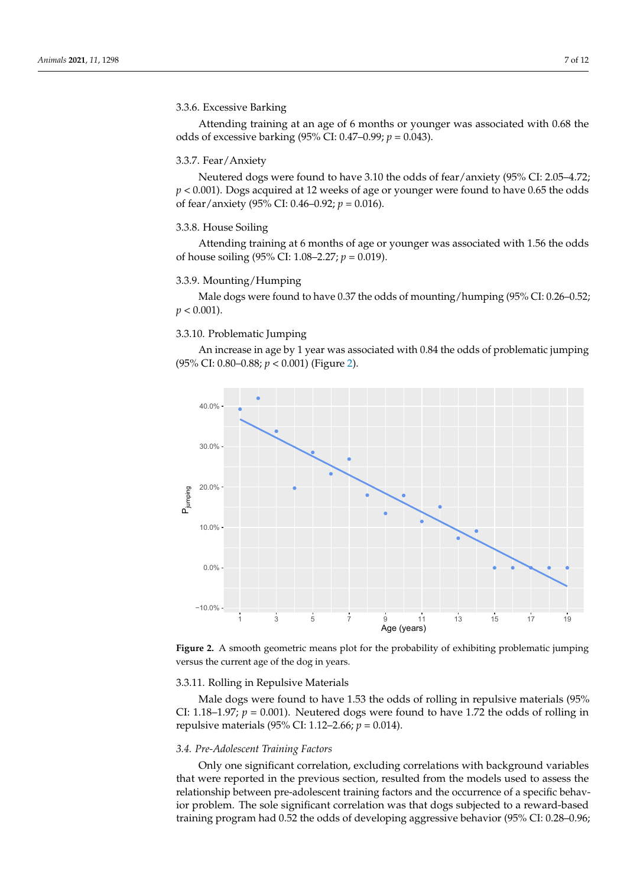#### 3.3.6. Excessive Barking

Attending training at an age of 6 months or younger was associated with 0.68 the odds of excessive barking (95% CI: 0.47–0.99; $p = 0.043$).

#### 3.3.7. Fear/Anxiety

Neutered dogs were found to have 3.10 the odds of fear/anxiety (95% CI: 2.05–4.72; $p < 0.001$). Dogs acquired at 12 weeks of age or younger were found to have 0.65 the odds of fear/anxiety (95% CI: 0.46–0.92; $p = 0.016$).

#### 3.3.8. House Soiling

Attending training at 6 months of age or younger was associated with 1.56 the odds of house soiling (95% CI: 1.08–2.27; $p = 0.019$).

#### 3.3.9. Mounting/Humping

Male dogs were found to have 0.37 the odds of mounting/humping (95% CI: 0.26–0.52; $p < 0.001$).

#### 3.3.10. Problematic Jumping

An increase in age by 1 year was associated with 0.84 the odds of problematic jumping (95% CI: 0.80–0.88; $p < 0.001$) (Figure 2).

**Figure 2.** A smooth geometric means plot for the probability of exhibiting problematic jumping versus the current age of the dog in years.

#### 3.3.11. Rolling in Repulsive Materials

Male dogs were found to have 1.53 the odds of rolling in repulsive materials (95% CI: 1.18–1.97; $p = 0.001$). Neutered dogs were found to have 1.72 the odds of rolling in repulsive materials (95% CI: 1.12–2.66; $p = 0.014$).

### *3.4. Pre-Adolescent Training Factors*

Only one significant correlation, excluding correlations with background variables that were reported in the previous section, resulted from the models used to assess the relationship between pre-adolescent training factors and the occurrence of a specific behavior problem. The sole significant correlation was that dogs subjected to a reward-based training program had 0.52 the odds of developing aggressive behavior (95% CI: 0.28–0.96;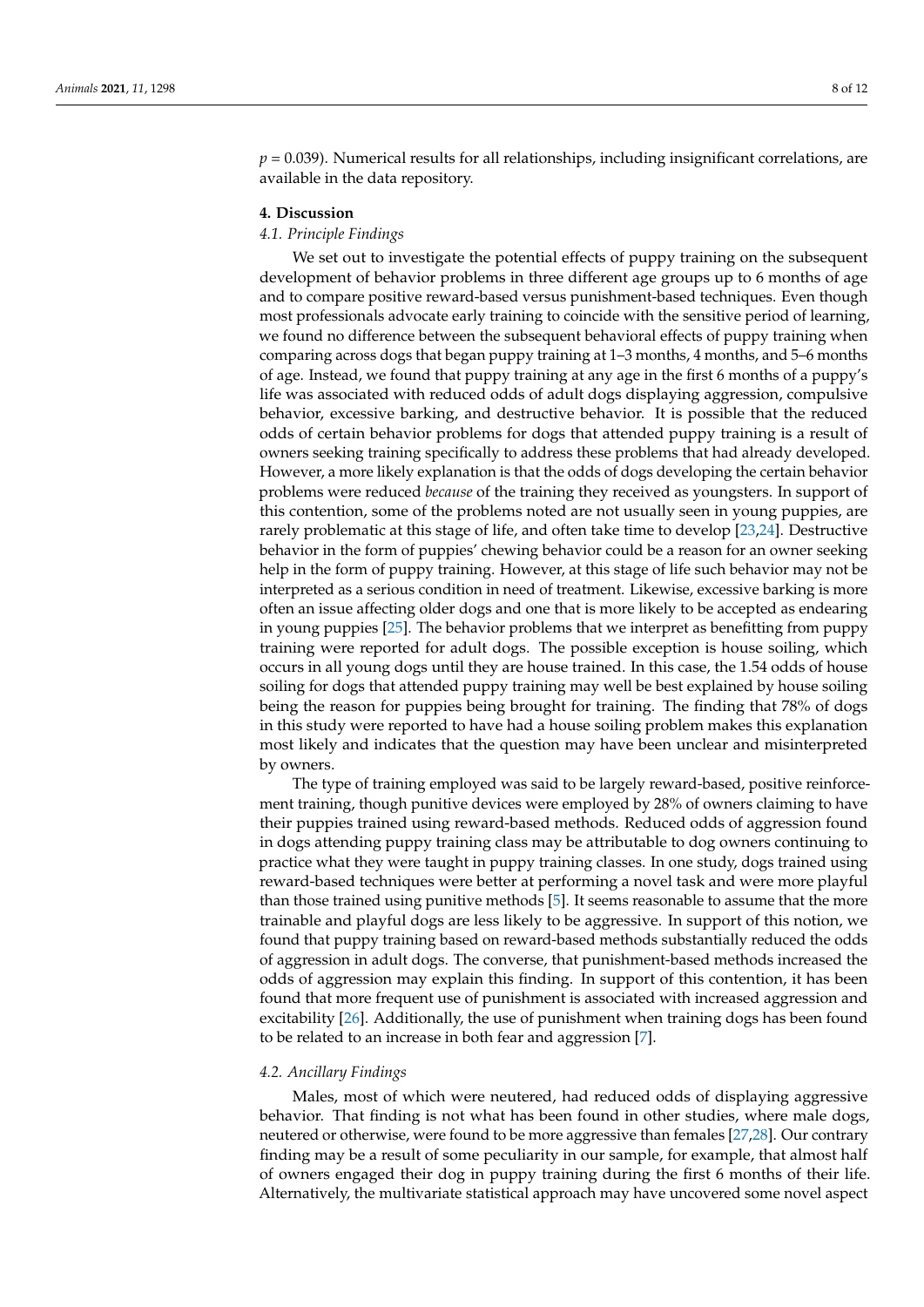$p = 0.039$). Numerical results for all relationships, including insignificant correlations, are available in the data repository.

## 4. Discussion

### 4.1. Principle Findings

We set out to investigate the potential effects of puppy training on the subsequent development of behavior problems in three different age groups up to 6 months of age and to compare positive reward-based versus punishment-based techniques. Even though most professionals advocate early training to coincide with the sensitive period of learning, we found no difference between the subsequent behavioral effects of puppy training when comparing across dogs that began puppy training at 1–3 months, 4 months, and 5–6 months of age. Instead, we found that puppy training at any age in the first 6 months of a puppy's life was associated with reduced odds of adult dogs displaying aggression, compulsive behavior, excessive barking, and destructive behavior. It is possible that the reduced odds of certain behavior problems for dogs that attended puppy training is a result of owners seeking training specifically to address these problems that had already developed. However, a more likely explanation is that the odds of dogs developing the certain behavior problems were reduced *because* of the training they received as youngsters. In support of this contention, some of the problems noted are not usually seen in young puppies, are rarely problematic at this stage of life, and often take time to develop [23,24]. Destructive behavior in the form of puppies' chewing behavior could be a reason for an owner seeking help in the form of puppy training. However, at this stage of life such behavior may not be interpreted as a serious condition in need of treatment. Likewise, excessive barking is more often an issue affecting older dogs and one that is more likely to be accepted as endearing in young puppies [25]. The behavior problems that we interpret as benefitting from puppy training were reported for adult dogs. The possible exception is house soiling, which occurs in all young dogs until they are house trained. In this case, the 1.54 odds of house soiling for dogs that attended puppy training may well be best explained by house soiling being the reason for puppies being brought for training. The finding that 78% of dogs in this study were reported to have had a house soiling problem makes this explanation most likely and indicates that the question may have been unclear and misinterpreted by owners.

The type of training employed was said to be largely reward-based, positive reinforcement training, though punitive devices were employed by 28% of owners claiming to have their puppies trained using reward-based methods. Reduced odds of aggression found in dogs attending puppy training class may be attributable to dog owners continuing to practice what they were taught in puppy training classes. In one study, dogs trained using reward-based techniques were better at performing a novel task and were more playful than those trained using punitive methods [5]. It seems reasonable to assume that the more trainable and playful dogs are less likely to be aggressive. In support of this notion, we found that puppy training based on reward-based methods substantially reduced the odds of aggression in adult dogs. The converse, that punishment-based methods increased the odds of aggression may explain this finding. In support of this contention, it has been found that more frequent use of punishment is associated with increased aggression and excitability [26]. Additionally, the use of punishment when training dogs has been found to be related to an increase in both fear and aggression [7].

### 4.2. Ancillary Findings

Males, most of which were neutered, had reduced odds of displaying aggressive behavior. That finding is not what has been found in other studies, where male dogs, neutered or otherwise, were found to be more aggressive than females [27,28]. Our contrary finding may be a result of some peculiarity in our sample, for example, that almost half of owners engaged their dog in puppy training during the first 6 months of their life. Alternatively, the multivariate statistical approach may have uncovered some novel aspect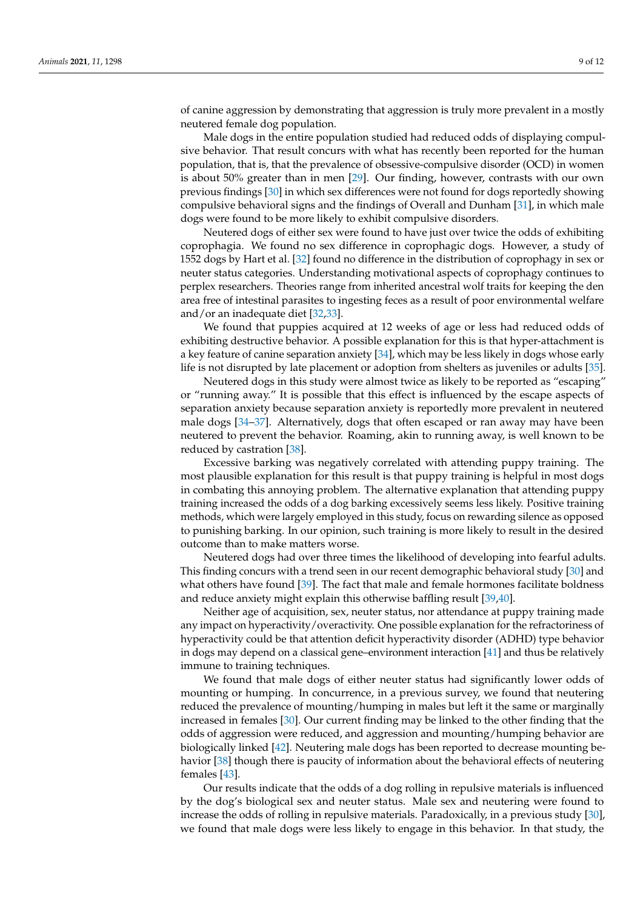of canine aggression by demonstrating that aggression is truly more prevalent in a mostly neutered female dog population.

Male dogs in the entire population studied had reduced odds of displaying compulsive behavior. That result concurs with what has recently been reported for the human population, that is, that the prevalence of obsessive-compulsive disorder (OCD) in women is about 50% greater than in men [29]. Our finding, however, contrasts with our own previous findings [30] in which sex differences were not found for dogs reportedly showing compulsive behavioral signs and the findings of Overall and Dunham [31], in which male dogs were found to be more likely to exhibit compulsive disorders.

Neutered dogs of either sex were found to have just over twice the odds of exhibiting coprophagia. We found no sex difference in coprophagic dogs. However, a study of 1552 dogs by Hart et al. [32] found no difference in the distribution of coprophagy in sex or neuter status categories. Understanding motivational aspects of coprophagy continues to perplex researchers. Theories range from inherited ancestral wolf traits for keeping the den area free of intestinal parasites to ingesting feces as a result of poor environmental welfare and/or an inadequate diet [32,33].

We found that puppies acquired at 12 weeks of age or less had reduced odds of exhibiting destructive behavior. A possible explanation for this is that hyper-attachment is a key feature of canine separation anxiety [34], which may be less likely in dogs whose early life is not disrupted by late placement or adoption from shelters as juveniles or adults [35].

Neutered dogs in this study were almost twice as likely to be reported as "escaping" or "running away." It is possible that this effect is influenced by the escape aspects of separation anxiety because separation anxiety is reportedly more prevalent in neutered male dogs [34–37]. Alternatively, dogs that often escaped or ran away may have been neutered to prevent the behavior. Roaming, akin to running away, is well known to be reduced by castration [38].

Excessive barking was negatively correlated with attending puppy training. The most plausible explanation for this result is that puppy training is helpful in most dogs in combating this annoying problem. The alternative explanation that attending puppy training increased the odds of a dog barking excessively seems less likely. Positive training methods, which were largely employed in this study, focus on rewarding silence as opposed to punishing barking. In our opinion, such training is more likely to result in the desired outcome than to make matters worse.

Neutered dogs had over three times the likelihood of developing into fearful adults. This finding concurs with a trend seen in our recent demographic behavioral study [30] and what others have found [39]. The fact that male and female hormones facilitate boldness and reduce anxiety might explain this otherwise baffling result [39,40].

Neither age of acquisition, sex, neuter status, nor attendance at puppy training made any impact on hyperactivity/overactivity. One possible explanation for the refractoriness of hyperactivity could be that attention deficit hyperactivity disorder (ADHD) type behavior in dogs may depend on a classical gene–environment interaction [41] and thus be relatively immune to training techniques.

We found that male dogs of either neuter status had significantly lower odds of mounting or humping. In concurrence, in a previous survey, we found that neutering reduced the prevalence of mounting/humping in males but left it the same or marginally increased in females [30]. Our current finding may be linked to the other finding that the odds of aggression were reduced, and aggression and mounting/humping behavior are biologically linked [42]. Neutering male dogs has been reported to decrease mounting behavior [38] though there is paucity of information about the behavioral effects of neutering females [43].

Our results indicate that the odds of a dog rolling in repulsive materials is influenced by the dog's biological sex and neuter status. Male sex and neutering were found to increase the odds of rolling in repulsive materials. Paradoxically, in a previous study [30], we found that male dogs were less likely to engage in this behavior. In that study, the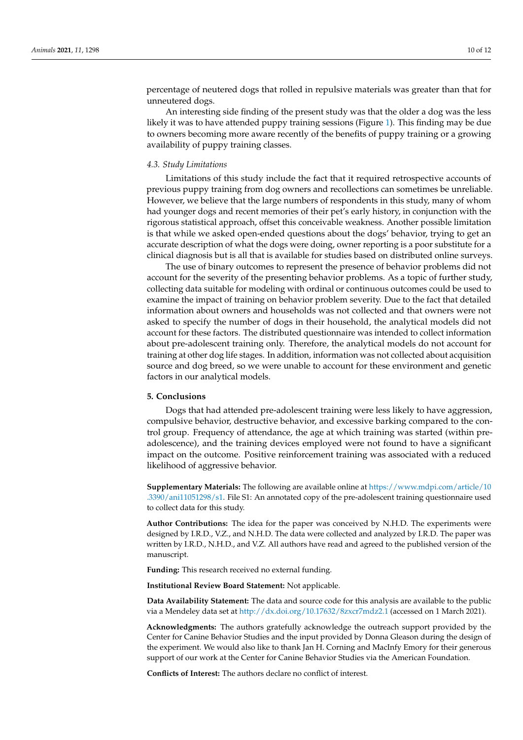percentage of neutered dogs that rolled in repulsive materials was greater than that for unneutered dogs.

An interesting side finding of the present study was that the older a dog was the less likely it was to have attended puppy training sessions (Figure 1). This finding may be due to owners becoming more aware recently of the benefits of puppy training or a growing availability of puppy training classes.

### *4.3. Study Limitations*

Limitations of this study include the fact that it required retrospective accounts of previous puppy training from dog owners and recollections can sometimes be unreliable. However, we believe that the large numbers of respondents in this study, many of whom had younger dogs and recent memories of their pet's early history, in conjunction with the rigorous statistical approach, offset this conceivable weakness. Another possible limitation is that while we asked open-ended questions about the dogs' behavior, trying to get an accurate description of what the dogs were doing, owner reporting is a poor substitute for a clinical diagnosis but is all that is available for studies based on distributed online surveys.

The use of binary outcomes to represent the presence of behavior problems did not account for the severity of the presenting behavior problems. As a topic of further study, collecting data suitable for modeling with ordinal or continuous outcomes could be used to examine the impact of training on behavior problem severity. Due to the fact that detailed information about owners and households was not collected and that owners were not asked to specify the number of dogs in their household, the analytical models did not account for these factors. The distributed questionnaire was intended to collect information about pre-adolescent training only. Therefore, the analytical models do not account for training at other dog life stages. In addition, information was not collected about acquisition source and dog breed, so we were unable to account for these environment and genetic factors in our analytical models.

## **5. Conclusions**

Dogs that had attended pre-adolescent training were less likely to have aggression, compulsive behavior, destructive behavior, and excessive barking compared to the control group. Frequency of attendance, the age at which training was started (within pre-adolescence), and the training devices employed were not found to have a significant impact on the outcome. Positive reinforcement training was associated with a reduced likelihood of aggressive behavior.

**Supplementary Materials:** The following are available online at https://www.mdpi.com/article/10.3390/ani11051298/s1. File S1: An annotated copy of the pre-adolescent training questionnaire used to collect data for this study.

**Author Contributions:** The idea for the paper was conceived by N.H.D. The experiments were designed by I.R.D., V.Z., and N.H.D. The data were collected and analyzed by I.R.D. The paper was written by I.R.D., N.H.D., and V.Z. All authors have read and agreed to the published version of the manuscript.

**Funding:** This research received no external funding.

**Institutional Review Board Statement:** Not applicable.

**Data Availability Statement:** The data and source code for this analysis are available to the public via a Mendeley data set at http://dx.doi.org/10.17632/8zxcr7mdz2.1 (accessed on 1 March 2021).

**Acknowledgments:** The authors gratefully acknowledge the outreach support provided by the Center for Canine Behavior Studies and the input provided by Donna Gleason during the design of the experiment. We would also like to thank Jan H. Corning and MacInfy Emory for their generous support of our work at the Center for Canine Behavior Studies via the American Foundation.

**Conflicts of Interest:** The authors declare no conflict of interest.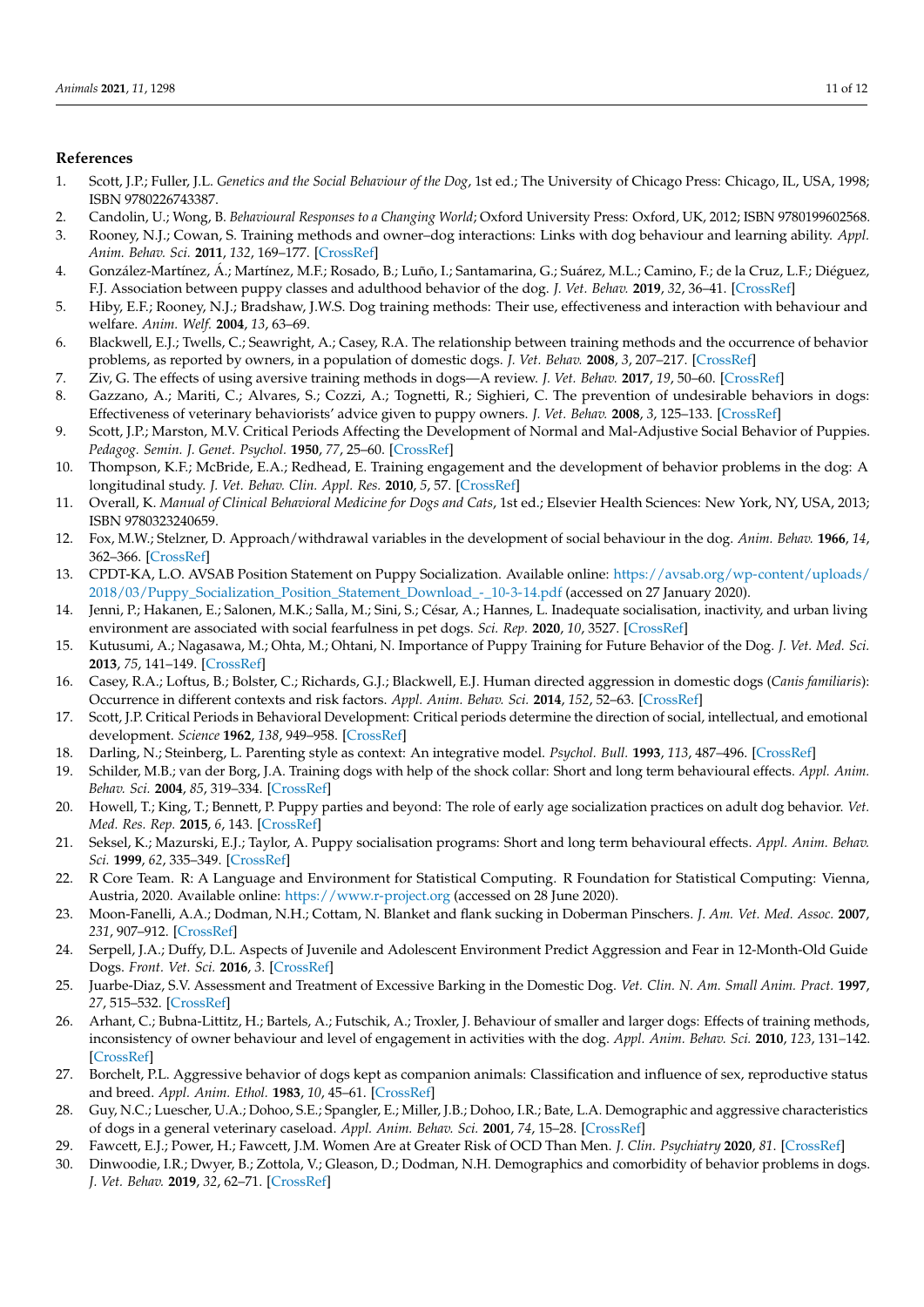## References

1. Scott, J.P.; Fuller, J.L. *Genetics and the Social Behaviour of the Dog*, 1st ed.; The University of Chicago Press: Chicago, IL, USA, 1998; ISBN 9780226743387.
2. Candolin, U.; Wong, B. *Behavioural Responses to a Changing World*; Oxford University Press: Oxford, UK, 2012; ISBN 9780199602568.
3. Rooney, N.J.; Cowan, S. Training methods and owner–dog interactions: Links with dog behaviour and learning ability. *Appl. Anim. Behav. Sci.* **2011**, *132*, 169–177. [CrossRef]
4. González-Martínez, Á.; Martínez, M.F.; Rosado, B.; Luño, I.; Santamarina, G.; Suárez, M.L.; Camino, F.; de la Cruz, L.F.; Diéguez, F.J. Association between puppy classes and adulthood behavior of the dog. *J. Vet. Behav.* **2019**, *32*, 36–41. [CrossRef]
5. Hiby, E.F.; Rooney, N.J.; Bradshaw, J.W.S. Dog training methods: Their use, effectiveness and interaction with behaviour and welfare. *Anim. Welf.* **2004**, *13*, 63–69.
6. Blackwell, E.J.; Twells, C.; Seawright, A.; Casey, R.A. The relationship between training methods and the occurrence of behavior problems, as reported by owners, in a population of domestic dogs. *J. Vet. Behav.* **2008**, *3*, 207–217. [CrossRef]
7. Ziv, G. The effects of using aversive training methods in dogs—A review. *J. Vet. Behav.* **2017**, *19*, 50–60. [CrossRef]
8. Gazzano, A.; Mariti, C.; Alvares, S.; Cozzi, A.; Tognetti, R.; Sighieri, C. The prevention of undesirable behaviors in dogs: Effectiveness of veterinary behaviorists' advice given to puppy owners. *J. Vet. Behav.* **2008**, *3*, 125–133. [CrossRef]
9. Scott, J.P.; Marston, M.V. Critical Periods Affecting the Development of Normal and Mal-Adjustive Social Behavior of Puppies. *Pedagog. Semin. J. Genet. Psychol.* **1950**, *77*, 25–60. [CrossRef]
10. Thompson, K.F.; McBride, E.A.; Redhead, E. Training engagement and the development of behavior problems in the dog: A longitudinal study. *J. Vet. Behav. Clin. Appl. Res.* **2010**, *5*, 57. [CrossRef]
11. Overall, K. *Manual of Clinical Behavioral Medicine for Dogs and Cats*, 1st ed.; Elsevier Health Sciences: New York, NY, USA, 2013; ISBN 9780323240659.
12. Fox, M.W.; Stelzner, D. Approach/withdrawal variables in the development of social behaviour in the dog. *Anim. Behav.* **1966**, *14*, 362–366. [CrossRef]
13. CPDT-KA, L.O. AVSAB Position Statement on Puppy Socialization. Available online: https://avsab.org/wp-content/uploads/2018/03/Puppy_Socialization_Position_Statement_Download_-_10-3-14.pdf (accessed on 27 January 2020).
14. Jenni, P.; Hakanen, E.; Salonen, M.K.; Salla, M.; Sini, S.; César, A.; Hannes, L. Inadequate socialisation, inactivity, and urban living environment are associated with social fearfulness in pet dogs. *Sci. Rep.* **2020**, *10*, 3527. [CrossRef]
15. Kutusumi, A.; Nagasawa, M.; Ohta, M.; Ohtani, N. Importance of Puppy Training for Future Behavior of the Dog. *J. Vet. Med. Sci.* **2013**, *75*, 141–149. [CrossRef]
16. Casey, R.A.; Loftus, B.; Bolster, C.; Richards, G.J.; Blackwell, E.J. Human directed aggression in domestic dogs (*Canis familiaris*): Occurrence in different contexts and risk factors. *Appl. Anim. Behav. Sci.* **2014**, *152*, 52–63. [CrossRef]
17. Scott, J.P. Critical Periods in Behavioral Development: Critical periods determine the direction of social, intellectual, and emotional development. *Science* **1962**, *138*, 949–958. [CrossRef]
18. Darling, N.; Steinberg, L. Parenting style as context: An integrative model. *Psychol. Bull.* **1993**, *113*, 487–496. [CrossRef]
19. Schilder, M.B.; van der Borg, J.A. Training dogs with help of the shock collar: Short and long term behavioural effects. *Appl. Anim. Behav. Sci.* **2004**, *85*, 319–334. [CrossRef]
20. Howell, T.; King, T.; Bennett, P. Puppy parties and beyond: The role of early age socialization practices on adult dog behavior. *Vet. Med. Res. Rep.* **2015**, *6*, 143. [CrossRef]
21. Seksel, K.; Mazurski, E.J.; Taylor, A. Puppy socialisation programs: Short and long term behavioural effects. *Appl. Anim. Behav. Sci.* **1999**, *62*, 335–349. [CrossRef]
22. R Core Team. R: A Language and Environment for Statistical Computing. R Foundation for Statistical Computing: Vienna, Austria, 2020. Available online: https://www.r-project.org (accessed on 28 June 2020).
23. Moon-Fanelli, A.A.; Dodman, N.H.; Cottam, N. Blanket and flank sucking in Doberman Pinschers. *J. Am. Vet. Med. Assoc.* **2007**, *231*, 907–912. [CrossRef]
24. Serpell, J.A.; Duffy, D.L. Aspects of Juvenile and Adolescent Environment Predict Aggression and Fear in 12-Month-Old Guide Dogs. *Front. Vet. Sci.* **2016**, *3*. [CrossRef]
25. Juarbe-Diaz, S.V. Assessment and Treatment of Excessive Barking in the Domestic Dog. *Vet. Clin. N. Am. Small Anim. Pract.* **1997**, *27*, 515–532. [CrossRef]
26. Arhant, C.; Bubna-Littitz, H.; Bartels, A.; Futschik, A.; Troxler, J. Behaviour of smaller and larger dogs: Effects of training methods, inconsistency of owner behaviour and level of engagement in activities with the dog. *Appl. Anim. Behav. Sci.* **2010**, *123*, 131–142. [CrossRef]
27. Borchelt, P.L. Aggressive behavior of dogs kept as companion animals: Classification and influence of sex, reproductive status and breed. *Appl. Anim. Ethol.* **1983**, *10*, 45–61. [CrossRef]
28. Guy, N.C.; Luescher, U.A.; Dohoo, S.E.; Spangler, E.; Miller, J.B.; Dohoo, I.R.; Bate, L.A. Demographic and aggressive characteristics of dogs in a general veterinary caseload. *Appl. Anim. Behav. Sci.* **2001**, *74*, 15–28. [CrossRef]
29. Fawcett, E.J.; Power, H.; Fawcett, J.M. Women Are at Greater Risk of OCD Than Men. *J. Clin. Psychiatry* **2020**, *81*. [CrossRef]
30. Dinwoodie, I.R.; Dwyer, B.; Zottola, V.; Gleason, D.; Dodman, N.H. Demographics and comorbidity of behavior problems in dogs. *J. Vet. Behav.* **2019**, *32*, 62–71. [CrossRef]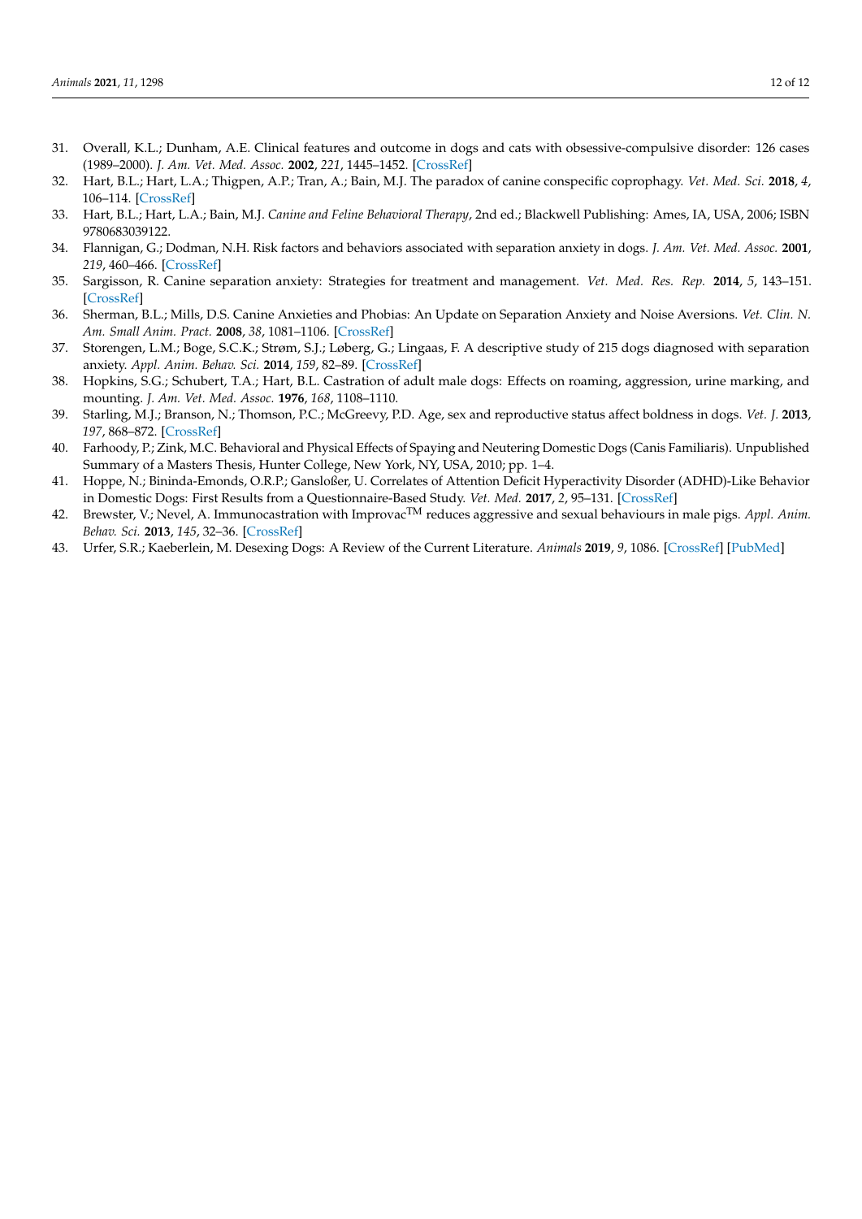31. Overall, K.L.; Dunham, A.E. Clinical features and outcome in dogs and cats with obsessive-compulsive disorder: 126 cases (1989–2000). *J. Am. Vet. Med. Assoc.* **2002**, *221*, 1445–1452. [CrossRef]
32. Hart, B.L.; Hart, L.A.; Thigpen, A.P.; Tran, A.; Bain, M.J. The paradox of canine conspecific coprophagy. *Vet. Med. Sci.* **2018**, *4*, 106–114. [CrossRef]
33. Hart, B.L.; Hart, L.A.; Bain, M.J. *Canine and Feline Behavioral Therapy*, 2nd ed.; Blackwell Publishing: Ames, IA, USA, 2006; ISBN 9780683039122.
34. Flannigan, G.; Dodman, N.H. Risk factors and behaviors associated with separation anxiety in dogs. *J. Am. Vet. Med. Assoc.* **2001**, *219*, 460–466. [CrossRef]
35. Sargisson, R. Canine separation anxiety: Strategies for treatment and management. *Vet. Med. Res. Rep.* **2014**, *5*, 143–151. [CrossRef]
36. Sherman, B.L.; Mills, D.S. Canine Anxieties and Phobias: An Update on Separation Anxiety and Noise Aversions. *Vet. Clin. N. Am. Small Anim. Pract.* **2008**, *38*, 1081–1106. [CrossRef]
37. Storengen, L.M.; Boge, S.C.K.; Strøm, S.J.; Løberg, G.; Lingaas, F. A descriptive study of 215 dogs diagnosed with separation anxiety. *Appl. Anim. Behav. Sci.* **2014**, *159*, 82–89. [CrossRef]
38. Hopkins, S.G.; Schubert, T.A.; Hart, B.L. Castration of adult male dogs: Effects on roaming, aggression, urine marking, and mounting. *J. Am. Vet. Med. Assoc.* **1976**, *168*, 1108–1110.
39. Starling, M.J.; Branson, N.; Thomson, P.C.; McGreevy, P.D. Age, sex and reproductive status affect boldness in dogs. *Vet. J.* **2013**, *197*, 868–872. [CrossRef]
40. Farhoody, P.; Zink, M.C. Behavioral and Physical Effects of Spaying and Neutering Domestic Dogs (Canis Familiaris). Unpublished Summary of a Masters Thesis, Hunter College, New York, NY, USA, 2010; pp. 1–4.
41. Hoppe, N.; Bininda-Emonds, O.R.P.; Gansloßer, U. Correlates of Attention Deficit Hyperactivity Disorder (ADHD)-Like Behavior in Domestic Dogs: First Results from a Questionnaire-Based Study. *Vet. Med.* **2017**, *2*, 95–131. [CrossRef]
42. Brewster, V.; Nevel, A. Immunocastration with Improvac™ reduces aggressive and sexual behaviours in male pigs. *Appl. Anim. Behav. Sci.* **2013**, *145*, 32–36. [CrossRef]
43. Urfer, S.R.; Kaeberlein, M. Desexing Dogs: A Review of the Current Literature. *Animals* **2019**, *9*, 1086. [CrossRef] [PubMed]